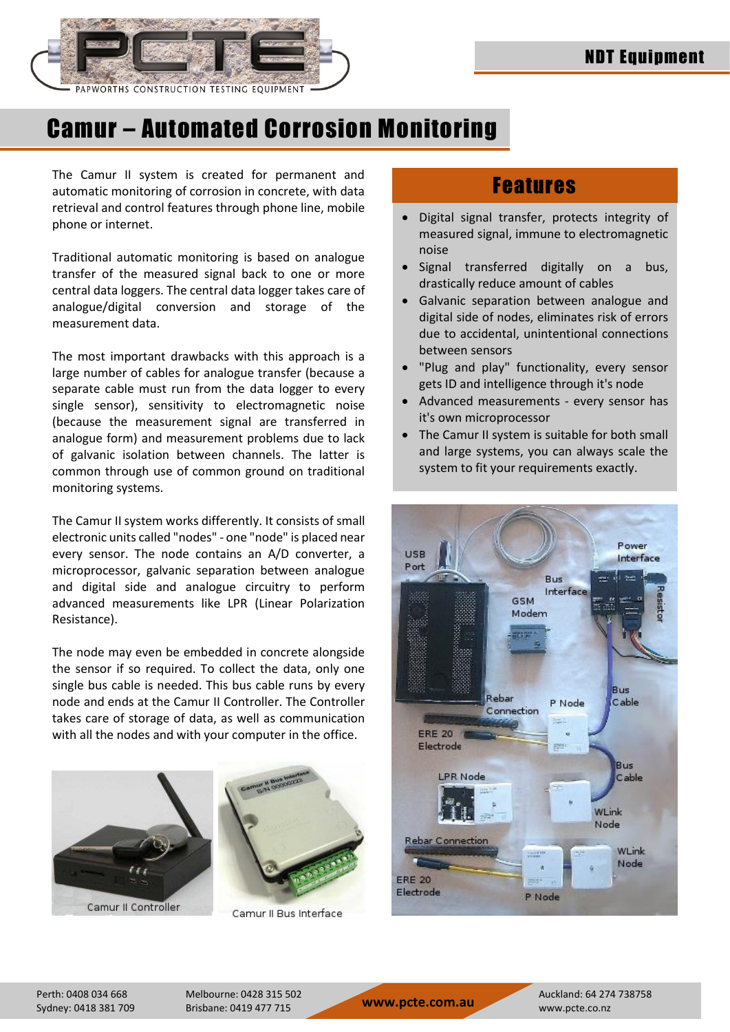# Camur – Automated Corrosion Monitoring

NDT Equipment

The Camur II system is created for permanent and automatic monitoring of corrosion in concrete, with data retrieval and control features through phone line, mobile phone or internet.

Traditional automatic monitoring is based on analogue transfer of the measured signal back to one or more central data loggers. The central data logger takes care of analogue/digital conversion and storage of the measurement data.

The most important drawbacks with this approach is a large number of cables for analogue transfer (because a separate cable must run from the data logger to every single sensor), sensitivity to electromagnetic noise (because the measurement signal are transferred in analogue form) and measurement problems due to lack of galvanic isolation between channels. The latter is common through use of common ground on traditional monitoring systems.

The Camur II system works differently. It consists of small electronic units called "nodes" - one "node" is placed near every sensor. The node contains an A/D converter, a microprocessor, galvanic separation between analogue and digital side and analogue circuitry to perform advanced measurements like LPR (Linear Polarization Resistance).

The node may even be embedded in concrete alongside the sensor if so required. To collect the data, only one single bus cable is needed. This bus cable runs by every node and ends at the Camur II Controller. The Controller takes care of storage of data, as well as communication with all the nodes and with your computer in the office.

Camur II Controller

Camur II Bus Interface

## Features

- Digital signal transfer, protects integrity of measured signal, immune to electromagnetic noise
- Signal transferred digitally on a bus, drastically reduce amount of cables
- Galvanic separation between analogue and digital side of nodes, eliminates risk of errors due to accidental, unintentional connections between sensors
- "Plug and play" functionality, every sensor gets ID and intelligence through it's node
- Advanced measurements - every sensor has it's own microprocessor
- The Camur II system is suitable for both small and large systems, you can always scale the system to fit your requirements exactly.

Perth: 0408 034 668
Sydney: 0418 381 709
Melbourne: 0428 315 502
Brisbane: 0419 477 715
www.pcte.com.au
Auckland: 64 274 738758
www.pcte.co.nz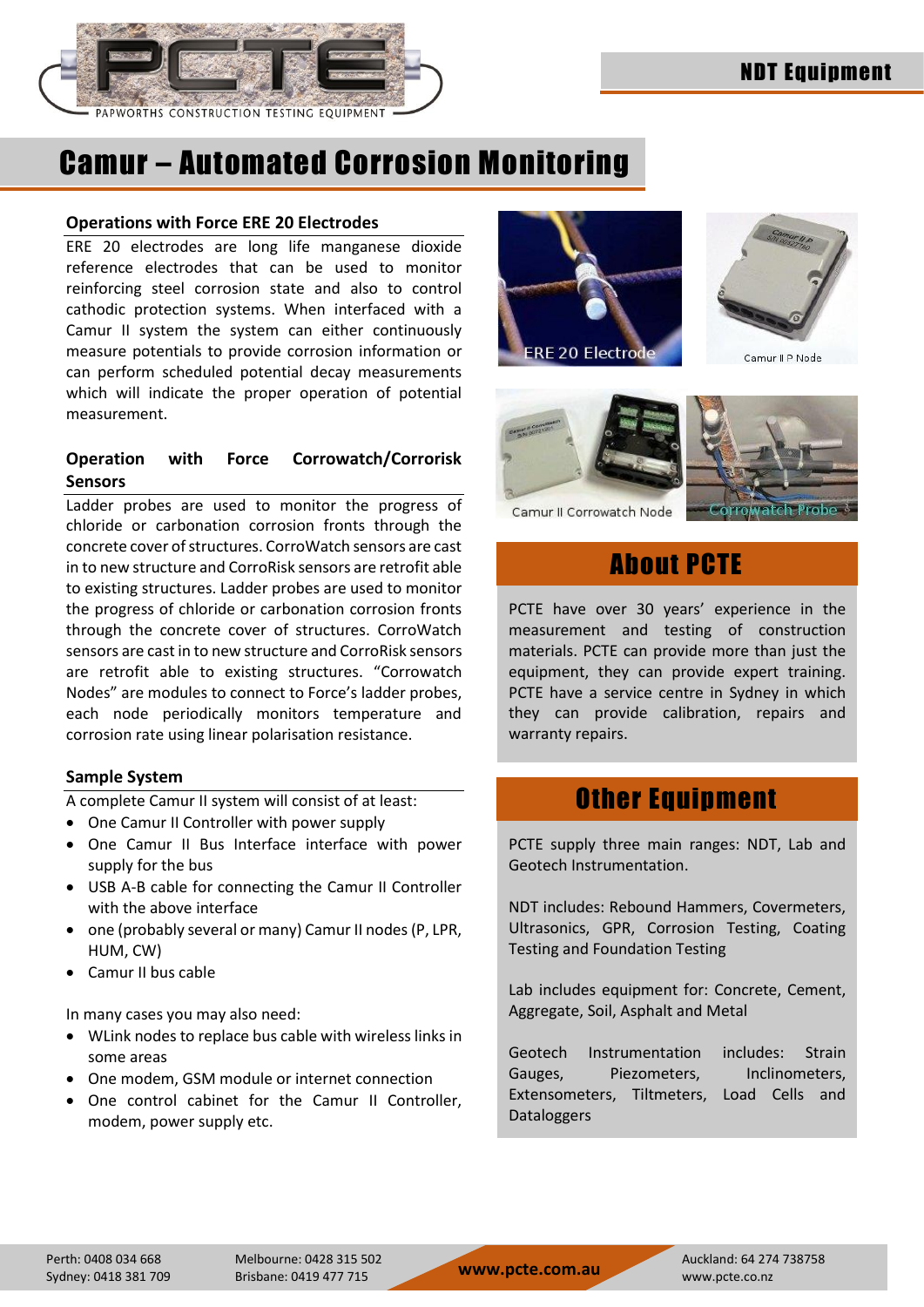# Camur – Automated Corrosion Monitoring

NDT Equipment

### Operations with Force ERE 20 Electrodes

ERE 20 electrodes are long life manganese dioxide reference electrodes that can be used to monitor reinforcing steel corrosion state and also to control cathodic protection systems. When interfaced with a Camur II system the system can either continuously measure potentials to provide corrosion information or can perform scheduled potential decay measurements which will indicate the proper operation of potential measurement.

### Operation with Force Corrowatch/Corrorisk Sensors

Ladder probes are used to monitor the progress of chloride or carbonation corrosion fronts through the concrete cover of structures. CorroWatch sensors are cast in to new structure and CorroRisk sensors are retrofit able to existing structures. Ladder probes are used to monitor the progress of chloride or carbonation corrosion fronts through the concrete cover of structures. CorroWatch sensors are cast in to new structure and CorroRisk sensors are retrofit able to existing structures. "Corrowatch Nodes" are modules to connect to Force's ladder probes, each node periodically monitors temperature and corrosion rate using linear polarisation resistance.

### Sample System

A complete Camur II system will consist of at least:

- One Camur II Controller with power supply
- One Camur II Bus Interface interface with power supply for the bus
- USB A-B cable for connecting the Camur II Controller with the above interface
- one (probably several or many) Camur II nodes (P, LPR, HUM, CW)
- Camur II bus cable

In many cases you may also need:

- WLink nodes to replace bus cable with wireless links in some areas
- One modem, GSM module or internet connection
- One control cabinet for the Camur II Controller, modem, power supply etc.

ERE 20 Electrode

Camur II P Node

Camur II Corrowatch Node

Corrowatch Probe

## About PCTE

PCTE have over 30 years' experience in the measurement and testing of construction materials. PCTE can provide more than just the equipment, they can provide expert training. PCTE have a service centre in Sydney in which they can provide calibration, repairs and warranty repairs.

## Other Equipment

PCTE supply three main ranges: NDT, Lab and Geotech Instrumentation.

NDT includes: Rebound Hammers, Covermeters, Ultrasonics, GPR, Corrosion Testing, Coating Testing and Foundation Testing

Lab includes equipment for: Concrete, Cement, Aggregate, Soil, Asphalt and Metal

Geotech Instrumentation includes: Strain Gauges, Piezometers, Inclinometers, Extensometers, Tiltmeters, Load Cells and Dataloggers

Perth: 0408 034 668
Sydney: 0418 381 709

Melbourne: 0428 315 502
Brisbane: 0419 477 715

**www.pcte.com.au**

Auckland: 64 274 738758
www.pcte.co.nz